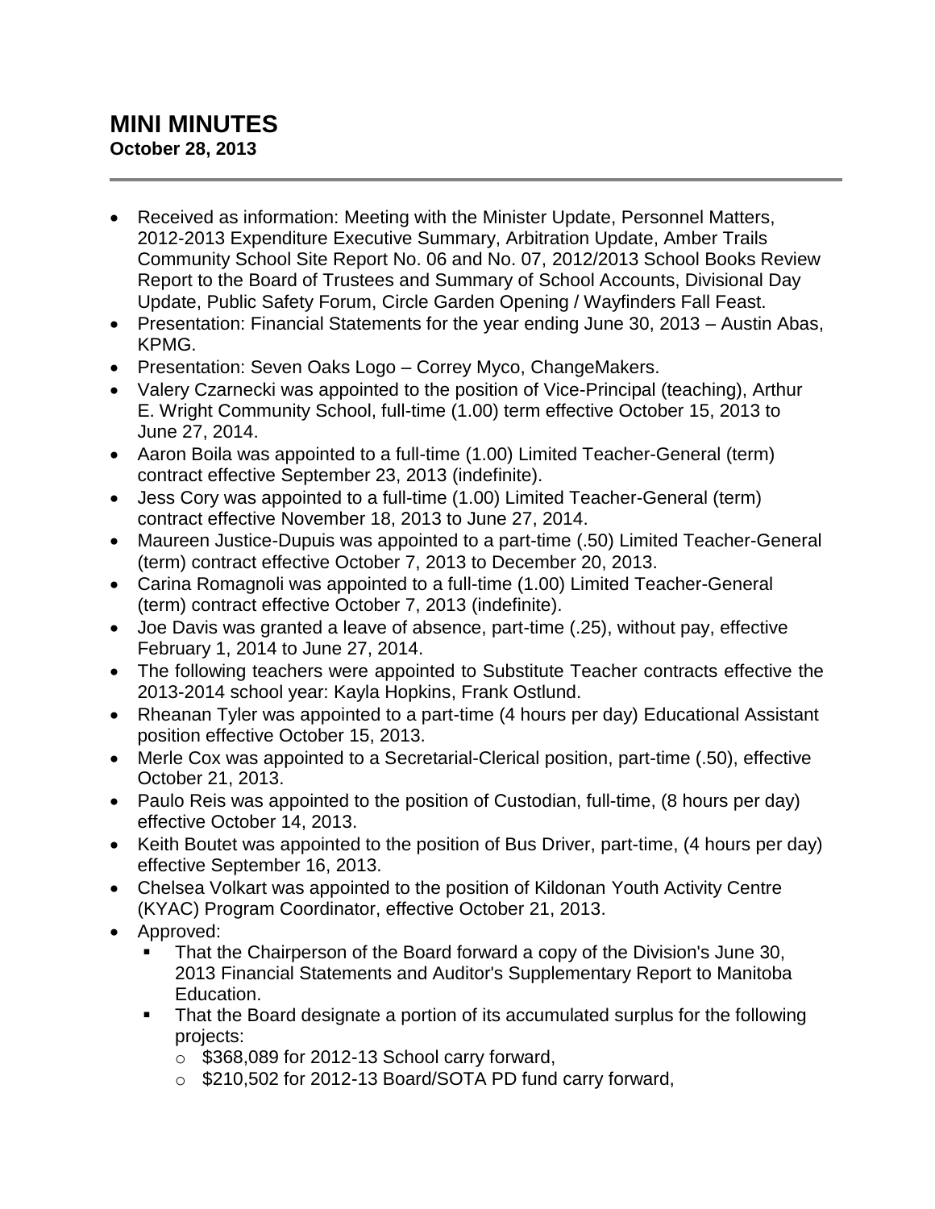# MINI MINUTES

**October 28, 2013**

- Received as information: Meeting with the Minister Update, Personnel Matters, 2012-2013 Expenditure Executive Summary, Arbitration Update, Amber Trails Community School Site Report No. 06 and No. 07, 2012/2013 School Books Review Report to the Board of Trustees and Summary of School Accounts, Divisional Day Update, Public Safety Forum, Circle Garden Opening / Wayfinders Fall Feast.
- Presentation: Financial Statements for the year ending June 30, 2013 – Austin Abas, KPMG.
- Presentation: Seven Oaks Logo – Correy Myco, ChangeMakers.
- Valery Czarnecki was appointed to the position of Vice-Principal (teaching), Arthur E. Wright Community School, full-time (1.00) term effective October 15, 2013 to June 27, 2014.
- Aaron Boila was appointed to a full-time (1.00) Limited Teacher-General (term) contract effective September 23, 2013 (indefinite).
- Jess Cory was appointed to a full-time (1.00) Limited Teacher-General (term) contract effective November 18, 2013 to June 27, 2014.
- Maureen Justice-Dupuis was appointed to a part-time (.50) Limited Teacher-General (term) contract effective October 7, 2013 to December 20, 2013.
- Carina Romagnoli was appointed to a full-time (1.00) Limited Teacher-General (term) contract effective October 7, 2013 (indefinite).
- Joe Davis was granted a leave of absence, part-time (.25), without pay, effective February 1, 2014 to June 27, 2014.
- The following teachers were appointed to Substitute Teacher contracts effective the 2013-2014 school year: Kayla Hopkins, Frank Ostlund.
- Rheanan Tyler was appointed to a part-time (4 hours per day) Educational Assistant position effective October 15, 2013.
- Merle Cox was appointed to a Secretarial-Clerical position, part-time (.50), effective October 21, 2013.
- Paulo Reis was appointed to the position of Custodian, full-time, (8 hours per day) effective October 14, 2013.
- Keith Boutet was appointed to the position of Bus Driver, part-time, (4 hours per day) effective September 16, 2013.
- Chelsea Volkart was appointed to the position of Kildonan Youth Activity Centre (KYAC) Program Coordinator, effective October 21, 2013.
- Approved:
  - That the Chairperson of the Board forward a copy of the Division's June 30, 2013 Financial Statements and Auditor's Supplementary Report to Manitoba Education.
  - That the Board designate a portion of its accumulated surplus for the following projects:
    - $368,089 for 2012-13 School carry forward,
    - $210,502 for 2012-13 Board/SOTA PD fund carry forward,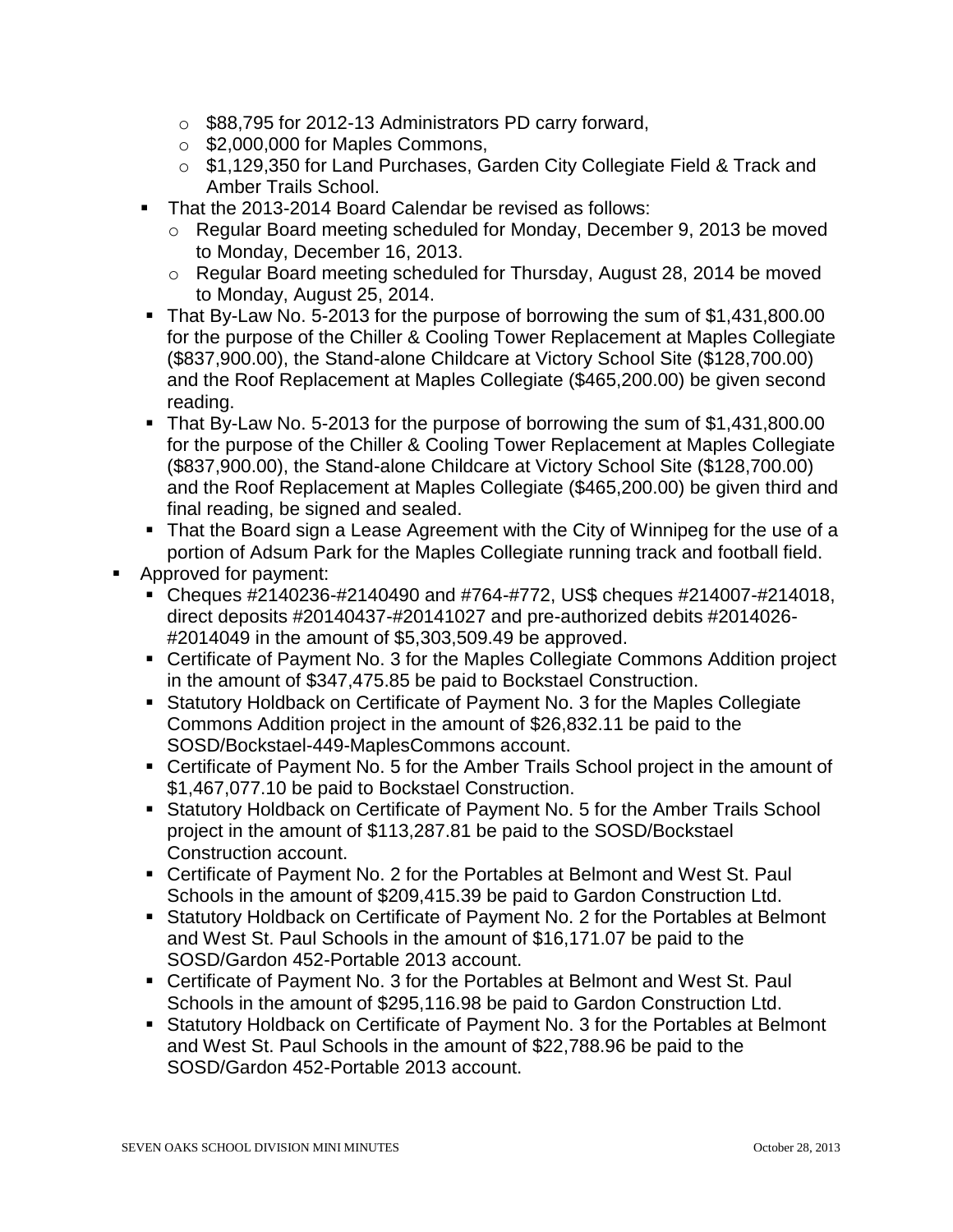- $88,795 for 2012-13 Administrators PD carry forward,
    - $2,000,000 for Maples Commons,
    - $1,129,350 for Land Purchases, Garden City Collegiate Field & Track and Amber Trails School.
  - That the 2013-2014 Board Calendar be revised as follows:
    - Regular Board meeting scheduled for Monday, December 9, 2013 be moved to Monday, December 16, 2013.
    - Regular Board meeting scheduled for Thursday, August 28, 2014 be moved to Monday, August 25, 2014.
  - That By-Law No. 5-2013 for the purpose of borrowing the sum of $1,431,800.00 for the purpose of the Chiller & Cooling Tower Replacement at Maples Collegiate ($837,900.00), the Stand-alone Childcare at Victory School Site ($128,700.00) and the Roof Replacement at Maples Collegiate ($465,200.00) be given second reading.
  - That By-Law No. 5-2013 for the purpose of borrowing the sum of $1,431,800.00 for the purpose of the Chiller & Cooling Tower Replacement at Maples Collegiate ($837,900.00), the Stand-alone Childcare at Victory School Site ($128,700.00) and the Roof Replacement at Maples Collegiate ($465,200.00) be given third and final reading, be signed and sealed.
  - That the Board sign a Lease Agreement with the City of Winnipeg for the use of a portion of Adsum Park for the Maples Collegiate running track and football field.
- Approved for payment:
  - Cheques #2140236-#2140490 and #764-#772, US$ cheques #214007-#214018, direct deposits #20140437-#20141027 and pre-authorized debits #2014026-#2014049 in the amount of $5,303,509.49 be approved.
  - Certificate of Payment No. 3 for the Maples Collegiate Commons Addition project in the amount of $347,475.85 be paid to Bockstael Construction.
  - Statutory Holdback on Certificate of Payment No. 3 for the Maples Collegiate Commons Addition project in the amount of $26,832.11 be paid to the SOSD/Bockstael-449-MaplesCommons account.
  - Certificate of Payment No. 5 for the Amber Trails School project in the amount of $1,467,077.10 be paid to Bockstael Construction.
  - Statutory Holdback on Certificate of Payment No. 5 for the Amber Trails School project in the amount of $113,287.81 be paid to the SOSD/Bockstael Construction account.
  - Certificate of Payment No. 2 for the Portables at Belmont and West St. Paul Schools in the amount of $209,415.39 be paid to Gardon Construction Ltd.
  - Statutory Holdback on Certificate of Payment No. 2 for the Portables at Belmont and West St. Paul Schools in the amount of $16,171.07 be paid to the SOSD/Gardon 452-Portable 2013 account.
  - Certificate of Payment No. 3 for the Portables at Belmont and West St. Paul Schools in the amount of $295,116.98 be paid to Gardon Construction Ltd.
  - Statutory Holdback on Certificate of Payment No. 3 for the Portables at Belmont and West St. Paul Schools in the amount of $22,788.96 be paid to the SOSD/Gardon 452-Portable 2013 account.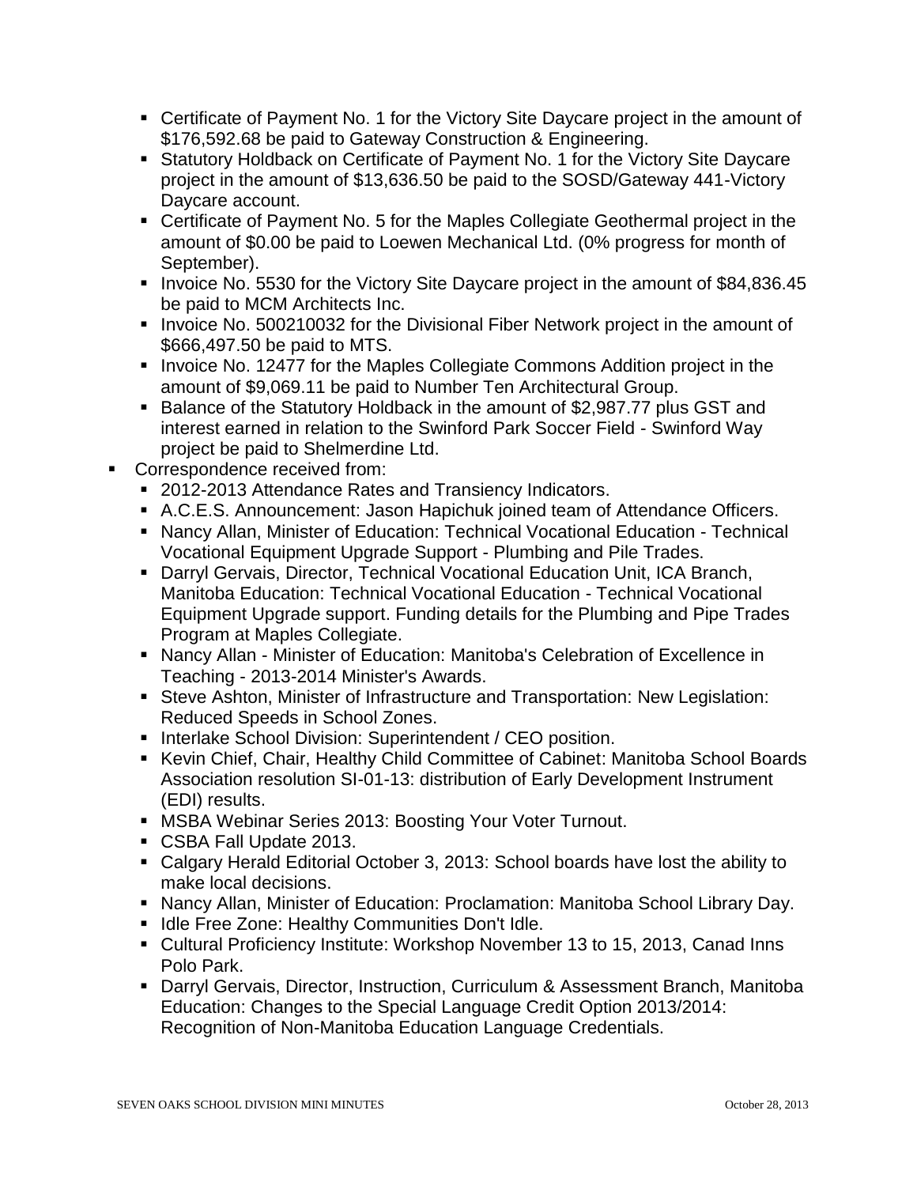- Certificate of Payment No. 1 for the Victory Site Daycare project in the amount of $176,592.68 be paid to Gateway Construction & Engineering.
  - Statutory Holdback on Certificate of Payment No. 1 for the Victory Site Daycare project in the amount of $13,636.50 be paid to the SOSD/Gateway 441-Victory Daycare account.
  - Certificate of Payment No. 5 for the Maples Collegiate Geothermal project in the amount of $0.00 be paid to Loewen Mechanical Ltd. (0% progress for month of September).
  - Invoice No. 5530 for the Victory Site Daycare project in the amount of $84,836.45 be paid to MCM Architects Inc.
  - Invoice No. 500210032 for the Divisional Fiber Network project in the amount of $666,497.50 be paid to MTS.
  - Invoice No. 12477 for the Maples Collegiate Commons Addition project in the amount of $9,069.11 be paid to Number Ten Architectural Group.
  - Balance of the Statutory Holdback in the amount of $2,987.77 plus GST and interest earned in relation to the Swinford Park Soccer Field - Swinford Way project be paid to Shelmerdine Ltd.
- Correspondence received from:
  - 2012-2013 Attendance Rates and Transiency Indicators.
  - A.C.E.S. Announcement: Jason Hapichuk joined team of Attendance Officers.
  - Nancy Allan, Minister of Education: Technical Vocational Education - Technical Vocational Equipment Upgrade Support - Plumbing and Pile Trades.
  - Darryl Gervais, Director, Technical Vocational Education Unit, ICA Branch, Manitoba Education: Technical Vocational Education - Technical Vocational Equipment Upgrade support. Funding details for the Plumbing and Pipe Trades Program at Maples Collegiate.
  - Nancy Allan - Minister of Education: Manitoba's Celebration of Excellence in Teaching - 2013-2014 Minister's Awards.
  - Steve Ashton, Minister of Infrastructure and Transportation: New Legislation: Reduced Speeds in School Zones.
  - Interlake School Division: Superintendent / CEO position.
  - Kevin Chief, Chair, Healthy Child Committee of Cabinet: Manitoba School Boards Association resolution SI-01-13: distribution of Early Development Instrument (EDI) results.
  - MSBA Webinar Series 2013: Boosting Your Voter Turnout.
  - CSBA Fall Update 2013.
  - Calgary Herald Editorial October 3, 2013: School boards have lost the ability to make local decisions.
  - Nancy Allan, Minister of Education: Proclamation: Manitoba School Library Day.
  - Idle Free Zone: Healthy Communities Don't Idle.
  - Cultural Proficiency Institute: Workshop November 13 to 15, 2013, Canad Inns Polo Park.
  - Darryl Gervais, Director, Instruction, Curriculum & Assessment Branch, Manitoba Education: Changes to the Special Language Credit Option 2013/2014: Recognition of Non-Manitoba Education Language Credentials.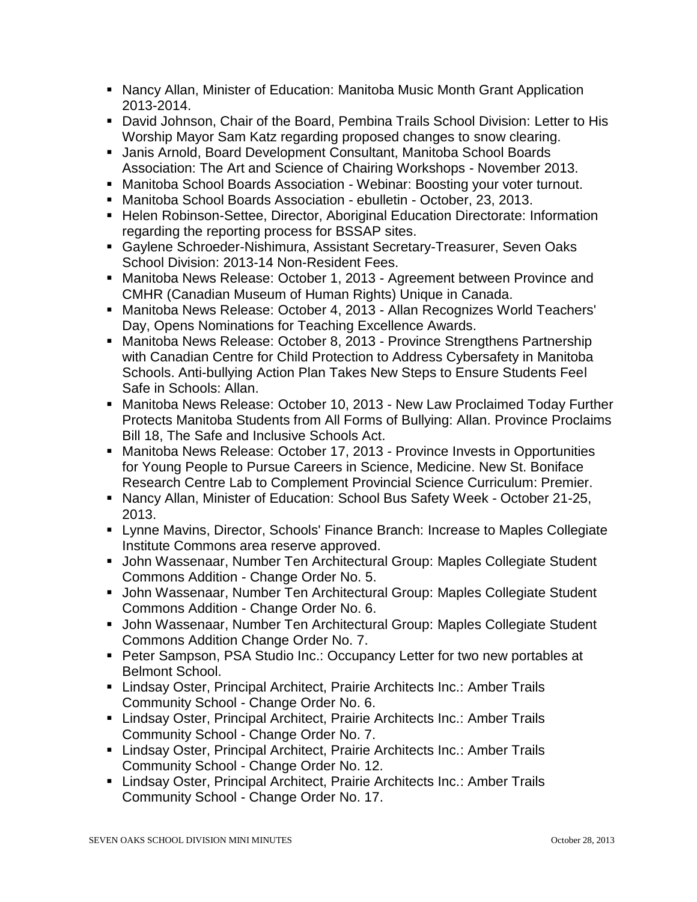- Nancy Allan, Minister of Education: Manitoba Music Month Grant Application 2013-2014.
- David Johnson, Chair of the Board, Pembina Trails School Division: Letter to His Worship Mayor Sam Katz regarding proposed changes to snow clearing.
- Janis Arnold, Board Development Consultant, Manitoba School Boards Association: The Art and Science of Chairing Workshops - November 2013.
- Manitoba School Boards Association - Webinar: Boosting your voter turnout.
- Manitoba School Boards Association - ebulletin - October, 23, 2013.
- Helen Robinson-Settee, Director, Aboriginal Education Directorate: Information regarding the reporting process for BSSAP sites.
- Gaylene Schroeder-Nishimura, Assistant Secretary-Treasurer, Seven Oaks School Division: 2013-14 Non-Resident Fees.
- Manitoba News Release: October 1, 2013 - Agreement between Province and CMHR (Canadian Museum of Human Rights) Unique in Canada.
- Manitoba News Release: October 4, 2013 - Allan Recognizes World Teachers' Day, Opens Nominations for Teaching Excellence Awards.
- Manitoba News Release: October 8, 2013 - Province Strengthens Partnership with Canadian Centre for Child Protection to Address Cybersafety in Manitoba Schools. Anti-bullying Action Plan Takes New Steps to Ensure Students Feel Safe in Schools: Allan.
- Manitoba News Release: October 10, 2013 - New Law Proclaimed Today Further Protects Manitoba Students from All Forms of Bullying: Allan. Province Proclaims Bill 18, The Safe and Inclusive Schools Act.
- Manitoba News Release: October 17, 2013 - Province Invests in Opportunities for Young People to Pursue Careers in Science, Medicine. New St. Boniface Research Centre Lab to Complement Provincial Science Curriculum: Premier.
- Nancy Allan, Minister of Education: School Bus Safety Week - October 21-25, 2013.
- Lynne Mavins, Director, Schools' Finance Branch: Increase to Maples Collegiate Institute Commons area reserve approved.
- John Wassenaar, Number Ten Architectural Group: Maples Collegiate Student Commons Addition - Change Order No. 5.
- John Wassenaar, Number Ten Architectural Group: Maples Collegiate Student Commons Addition - Change Order No. 6.
- John Wassenaar, Number Ten Architectural Group: Maples Collegiate Student Commons Addition Change Order No. 7.
- Peter Sampson, PSA Studio Inc.: Occupancy Letter for two new portables at Belmont School.
- Lindsay Oster, Principal Architect, Prairie Architects Inc.: Amber Trails Community School - Change Order No. 6.
- Lindsay Oster, Principal Architect, Prairie Architects Inc.: Amber Trails Community School - Change Order No. 7.
- Lindsay Oster, Principal Architect, Prairie Architects Inc.: Amber Trails Community School - Change Order No. 12.
- Lindsay Oster, Principal Architect, Prairie Architects Inc.: Amber Trails Community School - Change Order No. 17.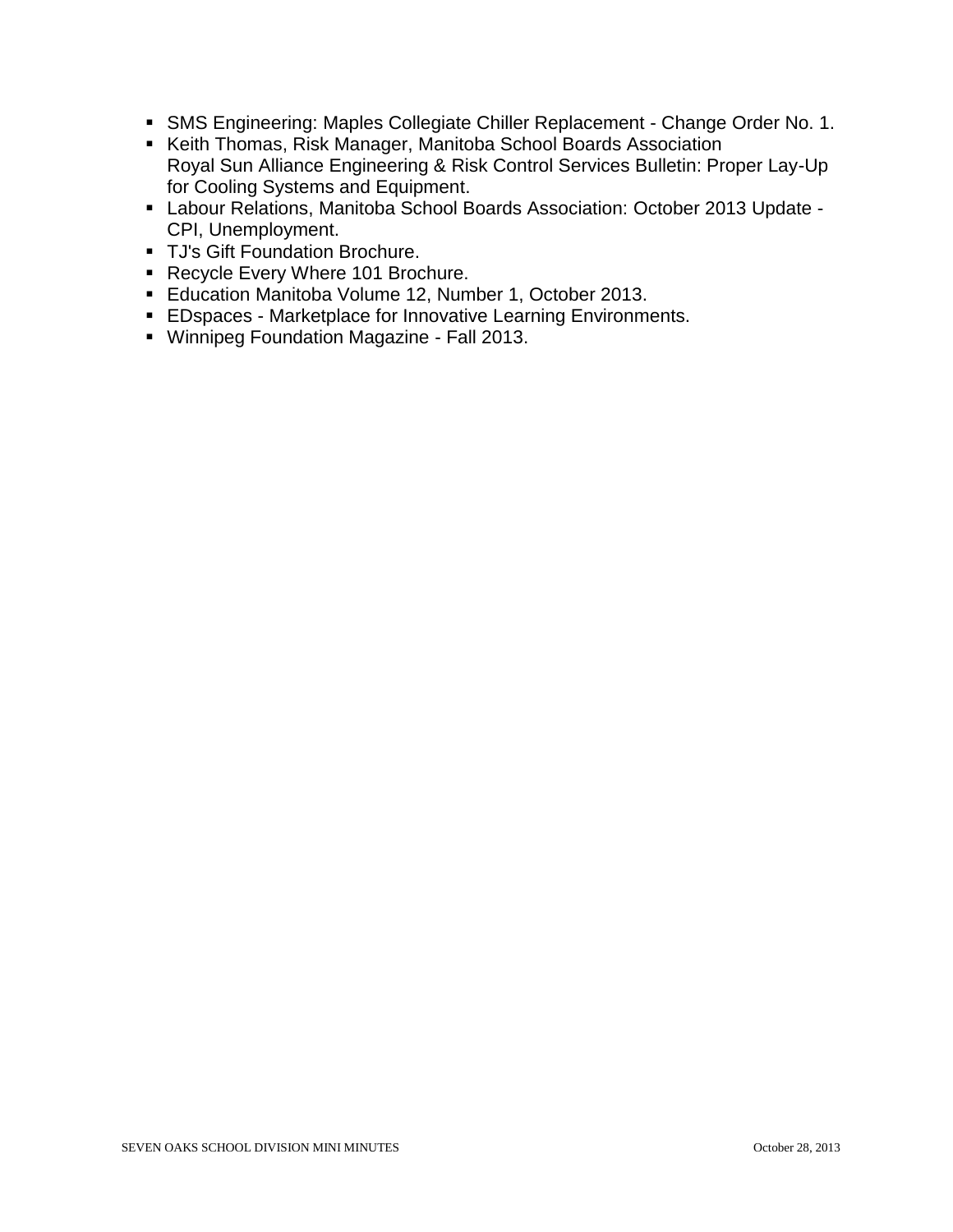- SMS Engineering: Maples Collegiate Chiller Replacement - Change Order No. 1.
- Keith Thomas, Risk Manager, Manitoba School Boards Association
  Royal Sun Alliance Engineering & Risk Control Services Bulletin: Proper Lay-Up for Cooling Systems and Equipment.
- Labour Relations, Manitoba School Boards Association: October 2013 Update - CPI, Unemployment.
- TJ's Gift Foundation Brochure.
- Recycle Every Where 101 Brochure.
- Education Manitoba Volume 12, Number 1, October 2013.
- EDspaces - Marketplace for Innovative Learning Environments.
- Winnipeg Foundation Magazine - Fall 2013.